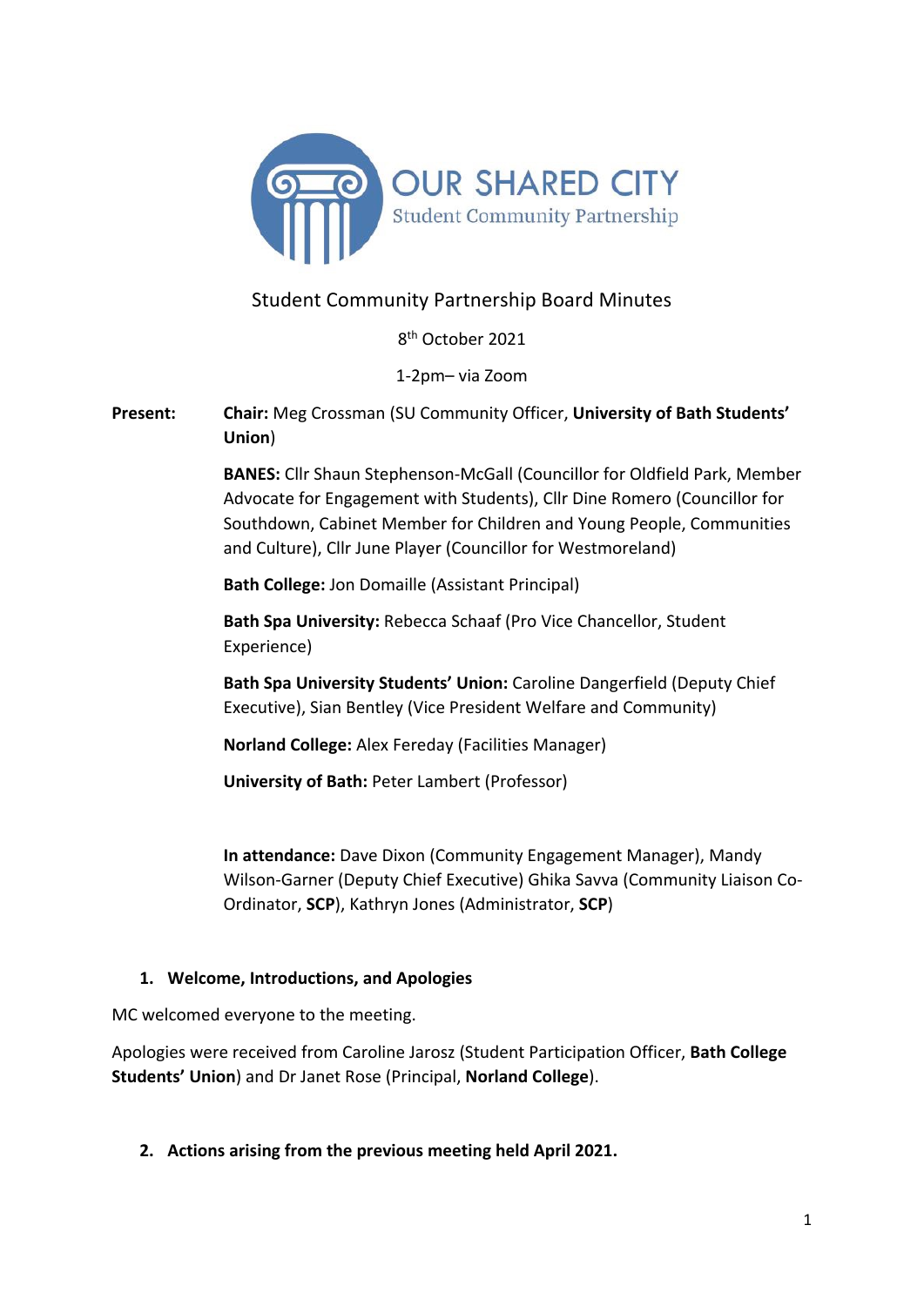# OUR SHARED CITY

Student Community Partnership

## Student Community Partnership Board Minutes

8th October 2021

1-2pm– via Zoom

**Present:**

**Chair:** Meg Crossman (SU Community Officer, **University of Bath Students' Union**)

**BANES:** Cllr Shaun Stephenson-McGall (Councillor for Oldfield Park, Member Advocate for Engagement with Students), Cllr Dine Romero (Councillor for Southdown, Cabinet Member for Children and Young People, Communities and Culture), Cllr June Player (Councillor for Westmoreland)

**Bath College:** Jon Domaille (Assistant Principal)

**Bath Spa University:** Rebecca Schaaf (Pro Vice Chancellor, Student Experience)

**Bath Spa University Students' Union:** Caroline Dangerfield (Deputy Chief Executive), Sian Bentley (Vice President Welfare and Community)

**Norland College:** Alex Fereday (Facilities Manager)

**University of Bath:** Peter Lambert (Professor)

**In attendance:** Dave Dixon (Community Engagement Manager), Mandy Wilson-Garner (Deputy Chief Executive) Ghika Savva (Community Liaison Co-Ordinator, **SCP**), Kathryn Jones (Administrator, **SCP**)

### 1. Welcome, Introductions, and Apologies

MC welcomed everyone to the meeting.

Apologies were received from Caroline Jarosz (Student Participation Officer, **Bath College Students' Union**) and Dr Janet Rose (Principal, **Norland College**).

### 2. Actions arising from the previous meeting held April 2021.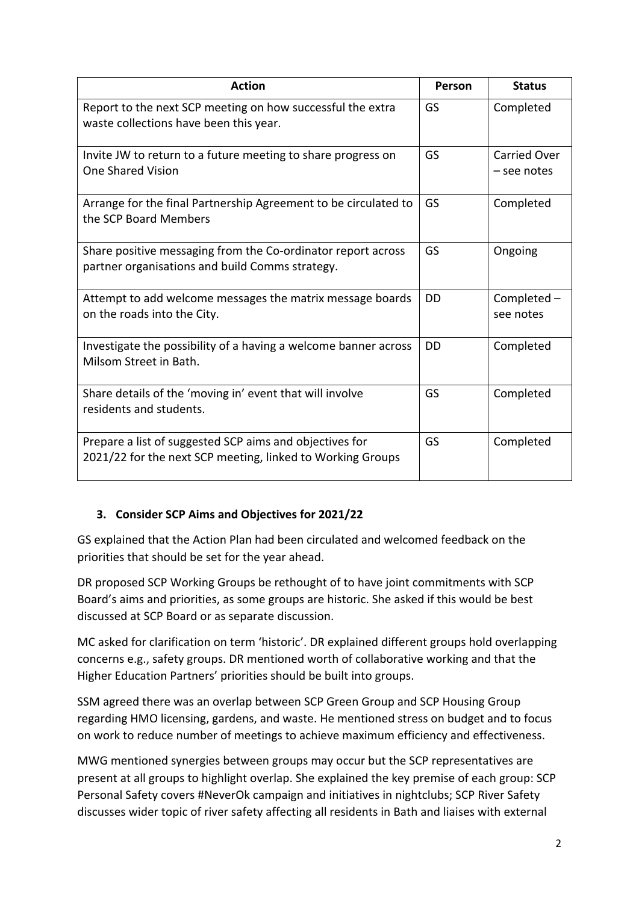| Action | Person | Status |
| --- | --- | --- |
| Report to the next SCP meeting on how successful the extra waste collections have been this year. | GS | Completed |
| Invite JW to return to a future meeting to share progress on One Shared Vision | GS | Carried Over – see notes |
| Arrange for the final Partnership Agreement to be circulated to the SCP Board Members | GS | Completed |
| Share positive messaging from the Co-ordinator report across partner organisations and build Comms strategy. | GS | Ongoing |
| Attempt to add welcome messages the matrix message boards on the roads into the City. | DD | Completed – see notes |
| Investigate the possibility of a having a welcome banner across Milsom Street in Bath. | DD | Completed |
| Share details of the 'moving in' event that will involve residents and students. | GS | Completed |
| Prepare a list of suggested SCP aims and objectives for 2021/22 for the next SCP meeting, linked to Working Groups | GS | Completed |

### 3. Consider SCP Aims and Objectives for 2021/22

GS explained that the Action Plan had been circulated and welcomed feedback on the priorities that should be set for the year ahead.

DR proposed SCP Working Groups be rethought of to have joint commitments with SCP Board's aims and priorities, as some groups are historic. She asked if this would be best discussed at SCP Board or as separate discussion.

MC asked for clarification on term 'historic'. DR explained different groups hold overlapping concerns e.g., safety groups. DR mentioned worth of collaborative working and that the Higher Education Partners' priorities should be built into groups.

SSM agreed there was an overlap between SCP Green Group and SCP Housing Group regarding HMO licensing, gardens, and waste. He mentioned stress on budget and to focus on work to reduce number of meetings to achieve maximum efficiency and effectiveness.

MWG mentioned synergies between groups may occur but the SCP representatives are present at all groups to highlight overlap. She explained the key premise of each group: SCP Personal Safety covers #NeverOk campaign and initiatives in nightclubs; SCP River Safety discusses wider topic of river safety affecting all residents in Bath and liaises with external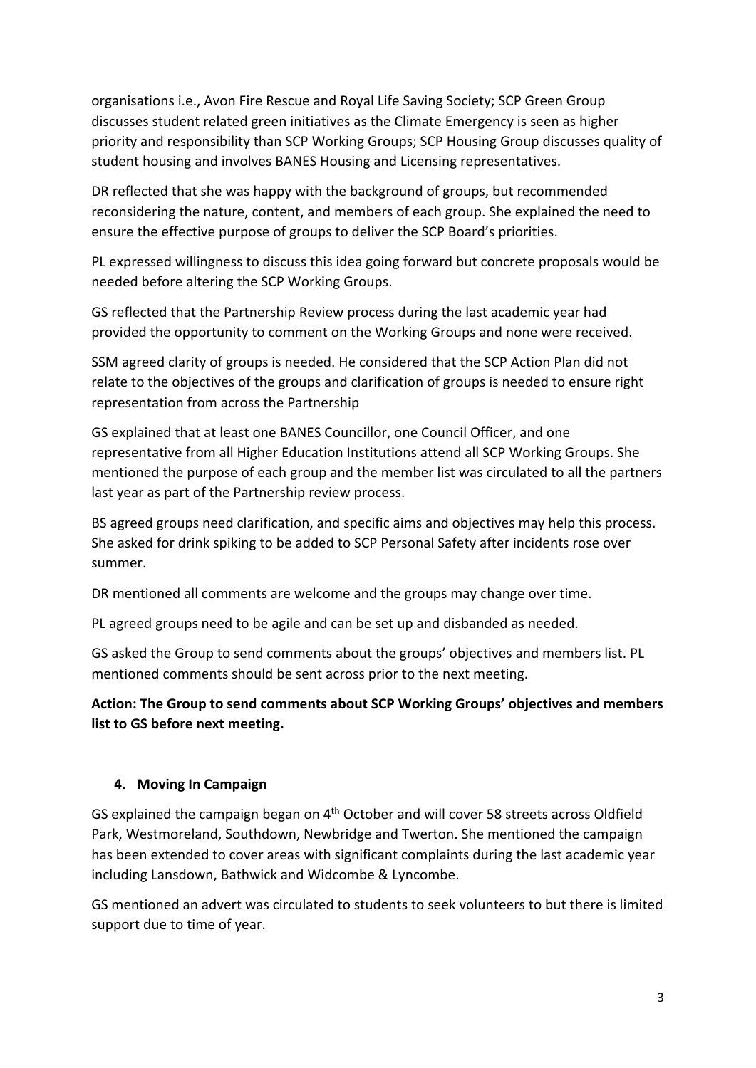organisations i.e., Avon Fire Rescue and Royal Life Saving Society; SCP Green Group discusses student related green initiatives as the Climate Emergency is seen as higher priority and responsibility than SCP Working Groups; SCP Housing Group discusses quality of student housing and involves BANES Housing and Licensing representatives.

DR reflected that she was happy with the background of groups, but recommended reconsidering the nature, content, and members of each group. She explained the need to ensure the effective purpose of groups to deliver the SCP Board's priorities.

PL expressed willingness to discuss this idea going forward but concrete proposals would be needed before altering the SCP Working Groups.

GS reflected that the Partnership Review process during the last academic year had provided the opportunity to comment on the Working Groups and none were received.

SSM agreed clarity of groups is needed. He considered that the SCP Action Plan did not relate to the objectives of the groups and clarification of groups is needed to ensure right representation from across the Partnership

GS explained that at least one BANES Councillor, one Council Officer, and one representative from all Higher Education Institutions attend all SCP Working Groups. She mentioned the purpose of each group and the member list was circulated to all the partners last year as part of the Partnership review process.

BS agreed groups need clarification, and specific aims and objectives may help this process. She asked for drink spiking to be added to SCP Personal Safety after incidents rose over summer.

DR mentioned all comments are welcome and the groups may change over time.

PL agreed groups need to be agile and can be set up and disbanded as needed.

GS asked the Group to send comments about the groups' objectives and members list. PL mentioned comments should be sent across prior to the next meeting.

**Action: The Group to send comments about SCP Working Groups' objectives and members list to GS before next meeting.**

## 4. Moving In Campaign

GS explained the campaign began on 4th October and will cover 58 streets across Oldfield Park, Westmoreland, Southdown, Newbridge and Twerton. She mentioned the campaign has been extended to cover areas with significant complaints during the last academic year including Lansdown, Bathwick and Widcombe & Lyncombe.

GS mentioned an advert was circulated to students to seek volunteers to but there is limited support due to time of year.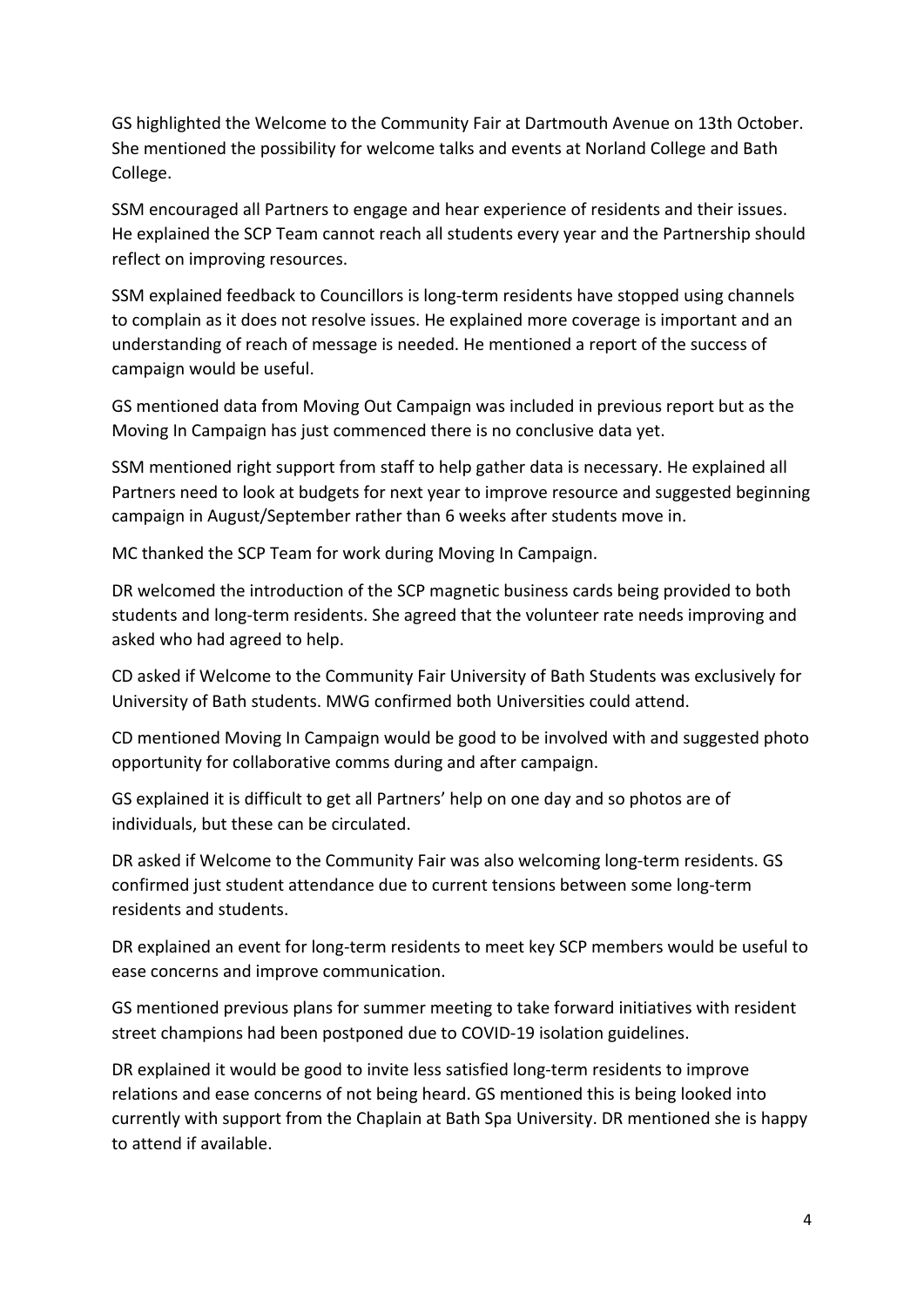GS highlighted the Welcome to the Community Fair at Dartmouth Avenue on 13th October. She mentioned the possibility for welcome talks and events at Norland College and Bath College.

SSM encouraged all Partners to engage and hear experience of residents and their issues. He explained the SCP Team cannot reach all students every year and the Partnership should reflect on improving resources.

SSM explained feedback to Councillors is long-term residents have stopped using channels to complain as it does not resolve issues. He explained more coverage is important and an understanding of reach of message is needed. He mentioned a report of the success of campaign would be useful.

GS mentioned data from Moving Out Campaign was included in previous report but as the Moving In Campaign has just commenced there is no conclusive data yet.

SSM mentioned right support from staff to help gather data is necessary. He explained all Partners need to look at budgets for next year to improve resource and suggested beginning campaign in August/September rather than 6 weeks after students move in.

MC thanked the SCP Team for work during Moving In Campaign.

DR welcomed the introduction of the SCP magnetic business cards being provided to both students and long-term residents. She agreed that the volunteer rate needs improving and asked who had agreed to help.

CD asked if Welcome to the Community Fair University of Bath Students was exclusively for University of Bath students. MWG confirmed both Universities could attend.

CD mentioned Moving In Campaign would be good to be involved with and suggested photo opportunity for collaborative comms during and after campaign.

GS explained it is difficult to get all Partners' help on one day and so photos are of individuals, but these can be circulated.

DR asked if Welcome to the Community Fair was also welcoming long-term residents. GS confirmed just student attendance due to current tensions between some long-term residents and students.

DR explained an event for long-term residents to meet key SCP members would be useful to ease concerns and improve communication.

GS mentioned previous plans for summer meeting to take forward initiatives with resident street champions had been postponed due to COVID-19 isolation guidelines.

DR explained it would be good to invite less satisfied long-term residents to improve relations and ease concerns of not being heard. GS mentioned this is being looked into currently with support from the Chaplain at Bath Spa University. DR mentioned she is happy to attend if available.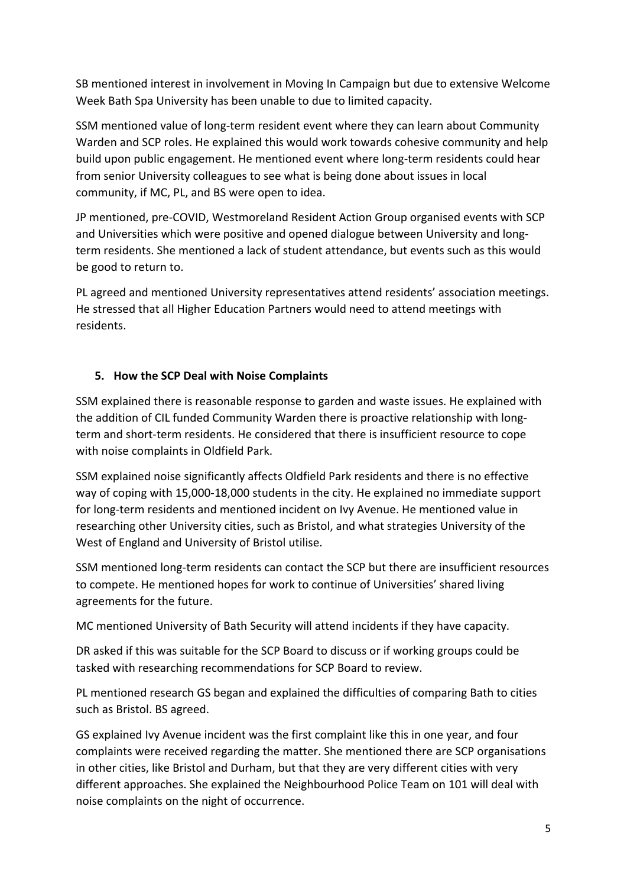SB mentioned interest in involvement in Moving In Campaign but due to extensive Welcome Week Bath Spa University has been unable to due to limited capacity.

SSM mentioned value of long-term resident event where they can learn about Community Warden and SCP roles. He explained this would work towards cohesive community and help build upon public engagement. He mentioned event where long-term residents could hear from senior University colleagues to see what is being done about issues in local community, if MC, PL, and BS were open to idea.

JP mentioned, pre-COVID, Westmoreland Resident Action Group organised events with SCP and Universities which were positive and opened dialogue between University and long-term residents. She mentioned a lack of student attendance, but events such as this would be good to return to.

PL agreed and mentioned University representatives attend residents' association meetings. He stressed that all Higher Education Partners would need to attend meetings with residents.

## 5. How the SCP Deal with Noise Complaints

SSM explained there is reasonable response to garden and waste issues. He explained with the addition of CIL funded Community Warden there is proactive relationship with long-term and short-term residents. He considered that there is insufficient resource to cope with noise complaints in Oldfield Park.

SSM explained noise significantly affects Oldfield Park residents and there is no effective way of coping with 15,000-18,000 students in the city. He explained no immediate support for long-term residents and mentioned incident on Ivy Avenue. He mentioned value in researching other University cities, such as Bristol, and what strategies University of the West of England and University of Bristol utilise.

SSM mentioned long-term residents can contact the SCP but there are insufficient resources to compete. He mentioned hopes for work to continue of Universities' shared living agreements for the future.

MC mentioned University of Bath Security will attend incidents if they have capacity.

DR asked if this was suitable for the SCP Board to discuss or if working groups could be tasked with researching recommendations for SCP Board to review.

PL mentioned research GS began and explained the difficulties of comparing Bath to cities such as Bristol. BS agreed.

GS explained Ivy Avenue incident was the first complaint like this in one year, and four complaints were received regarding the matter. She mentioned there are SCP organisations in other cities, like Bristol and Durham, but that they are very different cities with very different approaches. She explained the Neighbourhood Police Team on 101 will deal with noise complaints on the night of occurrence.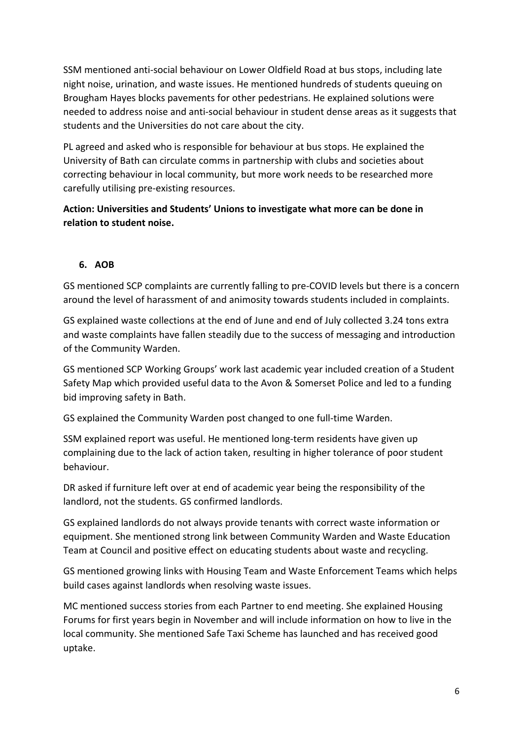SSM mentioned anti-social behaviour on Lower Oldfield Road at bus stops, including late night noise, urination, and waste issues. He mentioned hundreds of students queuing on Brougham Hayes blocks pavements for other pedestrians. He explained solutions were needed to address noise and anti-social behaviour in student dense areas as it suggests that students and the Universities do not care about the city.

PL agreed and asked who is responsible for behaviour at bus stops. He explained the University of Bath can circulate comms in partnership with clubs and societies about correcting behaviour in local community, but more work needs to be researched more carefully utilising pre-existing resources.

**Action: Universities and Students' Unions to investigate what more can be done in relation to student noise.**

## 6. AOB

GS mentioned SCP complaints are currently falling to pre-COVID levels but there is a concern around the level of harassment of and animosity towards students included in complaints.

GS explained waste collections at the end of June and end of July collected 3.24 tons extra and waste complaints have fallen steadily due to the success of messaging and introduction of the Community Warden.

GS mentioned SCP Working Groups' work last academic year included creation of a Student Safety Map which provided useful data to the Avon & Somerset Police and led to a funding bid improving safety in Bath.

GS explained the Community Warden post changed to one full-time Warden.

SSM explained report was useful. He mentioned long-term residents have given up complaining due to the lack of action taken, resulting in higher tolerance of poor student behaviour.

DR asked if furniture left over at end of academic year being the responsibility of the landlord, not the students. GS confirmed landlords.

GS explained landlords do not always provide tenants with correct waste information or equipment. She mentioned strong link between Community Warden and Waste Education Team at Council and positive effect on educating students about waste and recycling.

GS mentioned growing links with Housing Team and Waste Enforcement Teams which helps build cases against landlords when resolving waste issues.

MC mentioned success stories from each Partner to end meeting. She explained Housing Forums for first years begin in November and will include information on how to live in the local community. She mentioned Safe Taxi Scheme has launched and has received good uptake.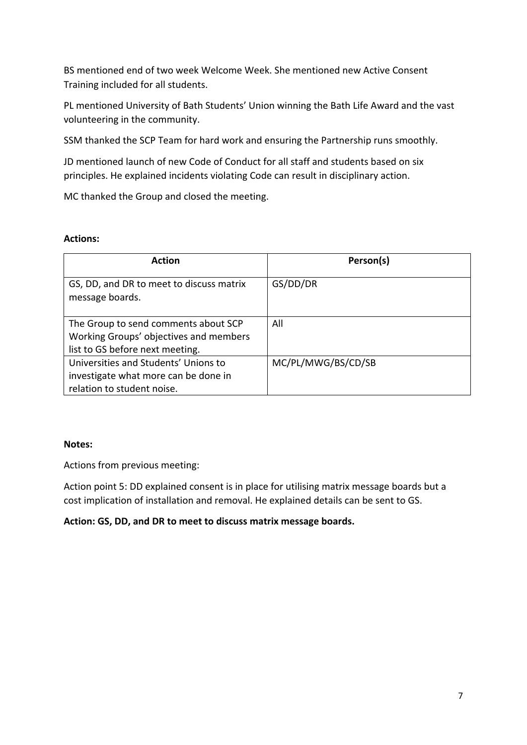BS mentioned end of two week Welcome Week. She mentioned new Active Consent Training included for all students.

PL mentioned University of Bath Students' Union winning the Bath Life Award and the vast volunteering in the community.

SSM thanked the SCP Team for hard work and ensuring the Partnership runs smoothly.

JD mentioned launch of new Code of Conduct for all staff and students based on six principles. He explained incidents violating Code can result in disciplinary action.

MC thanked the Group and closed the meeting.

**Actions:**

| Action | Person(s) |
|---|---|
| GS, DD, and DR to meet to discuss matrix message boards. | GS/DD/DR |
| The Group to send comments about SCP Working Groups' objectives and members list to GS before next meeting. | All |
| Universities and Students' Unions to investigate what more can be done in relation to student noise. | MC/PL/MWG/BS/CD/SB |

**Notes:**

Actions from previous meeting:

Action point 5: DD explained consent is in place for utilising matrix message boards but a cost implication of installation and removal. He explained details can be sent to GS.

**Action: GS, DD, and DR to meet to discuss matrix message boards.**